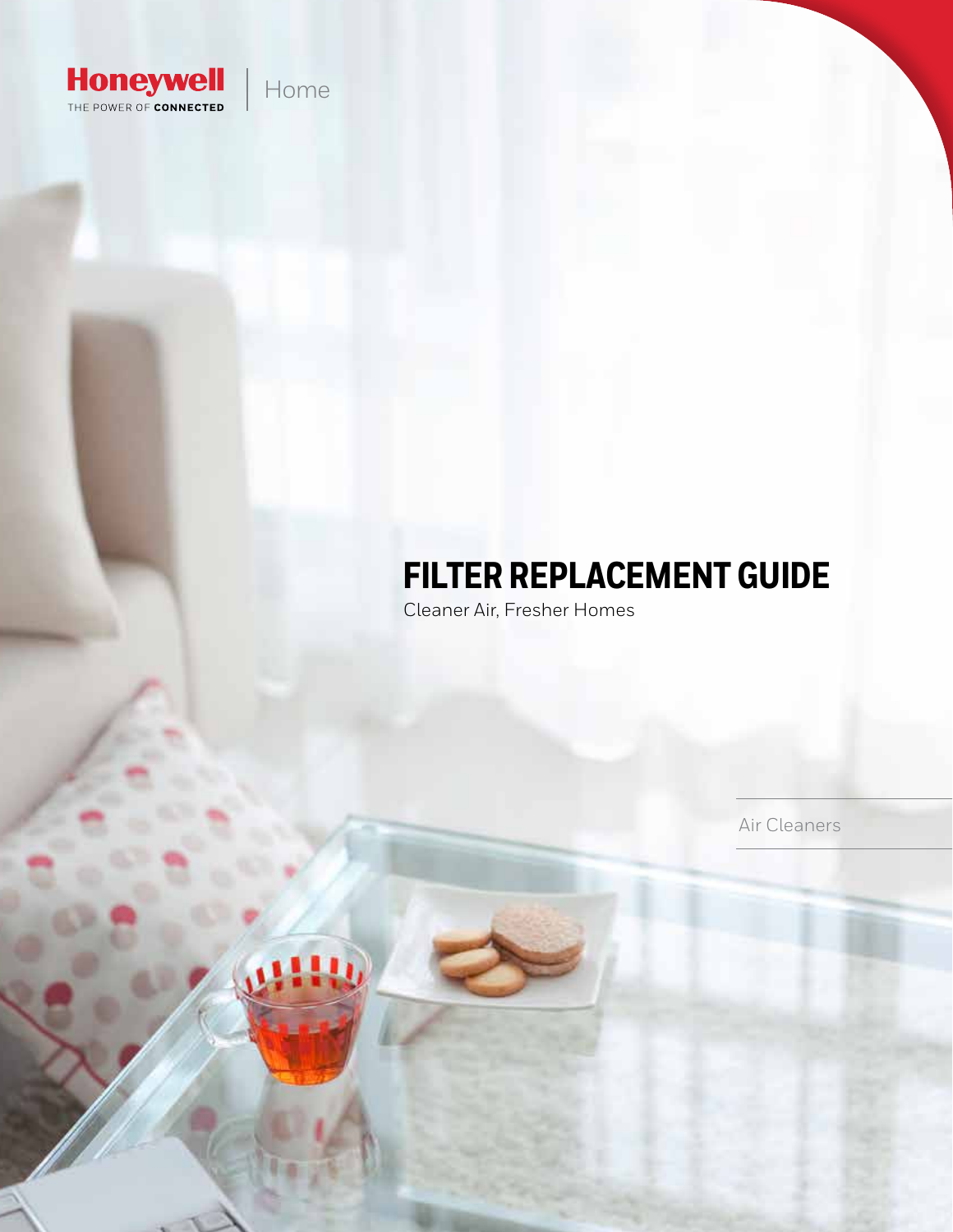Honeywell
THE POWER OF **CONNECTED**

Home

# FILTER REPLACEMENT GUIDE

Cleaner Air, Fresher Homes

Air Cleaners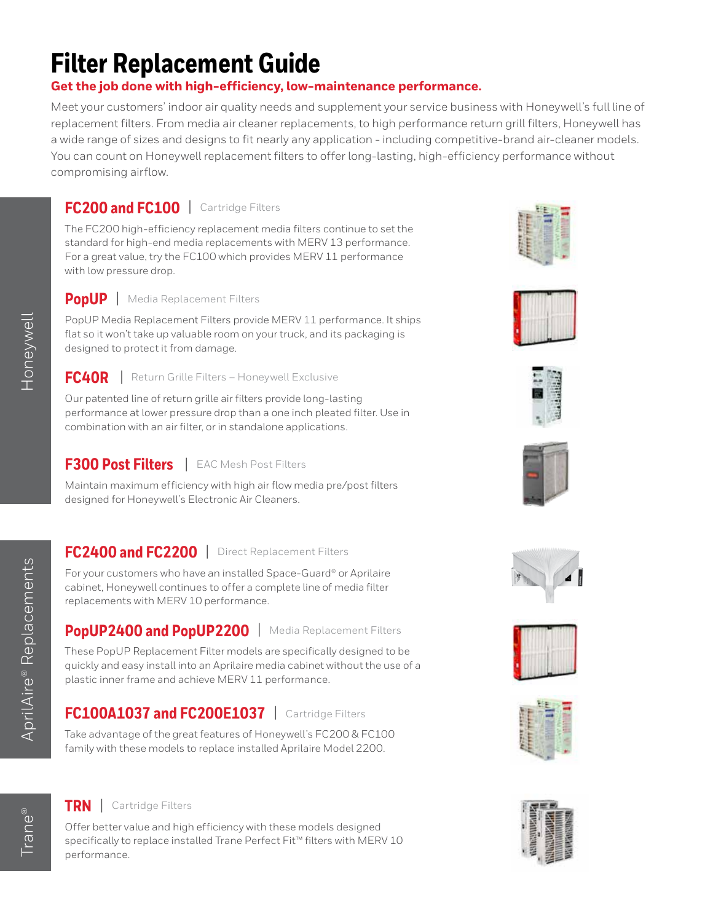# Filter Replacement Guide

**Get the job done with high-efficiency, low-maintenance performance.**

Meet your customers' indoor air quality needs and supplement your service business with Honeywell's full line of replacement filters. From media air cleaner replacements, to high performance return grill filters, Honeywell has a wide range of sizes and designs to fit nearly any application - including competitive-brand air-cleaner models. You can count on Honeywell replacement filters to offer long-lasting, high-efficiency performance without compromising airflow.

## Honeywell

### FC200 and FC100 | Cartridge Filters

The FC200 high-efficiency replacement media filters continue to set the standard for high-end media replacements with MERV 13 performance. For a great value, try the FC100 which provides MERV 11 performance with low pressure drop.

### PopUP | Media Replacement Filters

PopUP Media Replacement Filters provide MERV 11 performance. It ships flat so it won't take up valuable room on your truck, and its packaging is designed to protect it from damage.

### FC40R | Return Grille Filters – Honeywell Exclusive

Our patented line of return grille air filters provide long-lasting performance at lower pressure drop than a one inch pleated filter. Use in combination with an air filter, or in standalone applications.

### F300 Post Filters | EAC Mesh Post Filters

Maintain maximum efficiency with high air flow media pre/post filters designed for Honeywell's Electronic Air Cleaners.

## AprilAire® Replacements

### FC2400 and FC2200 | Direct Replacement Filters

For your customers who have an installed Space-Guard® or Aprilaire cabinet, Honeywell continues to offer a complete line of media filter replacements with MERV 10 performance.

### PopUP2400 and PopUP2200 | Media Replacement Filters

These PopUP Replacement Filter models are specifically designed to be quickly and easy install into an Aprilaire media cabinet without the use of a plastic inner frame and achieve MERV 11 performance.

### FC100A1037 and FC200E1037 | Cartridge Filters

Take advantage of the great features of Honeywell's FC200 & FC100 family with these models to replace installed Aprilaire Model 2200.

## Trane®

### TRN | Cartridge Filters

Offer better value and high efficiency with these models designed specifically to replace installed Trane Perfect Fit™ filters with MERV 10 performance.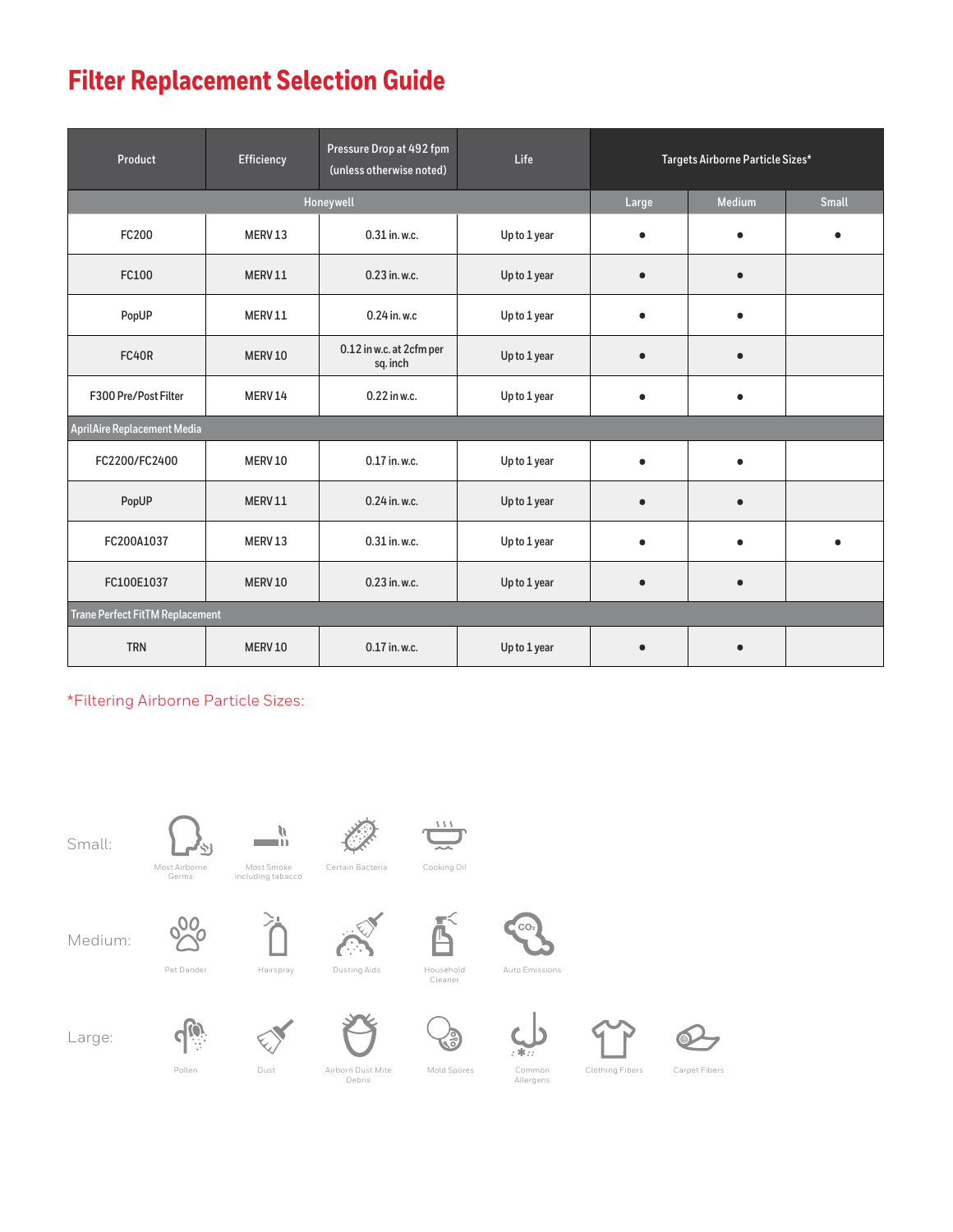# Filter Replacement Selection Guide

| Product | Efficiency | Pressure Drop at 492 fpm (unless otherwise noted) | Life | Targets Airborne Particle Sizes* | | |
|---|---|---|---|---|---|---|
| Honeywell | | | | Large | Medium | Small |
| FC200 | MERV 13 | 0.31 in. w.c. | Up to 1 year | ● | ● | ● |
| FC100 | MERV 11 | 0.23 in. w.c. | Up to 1 year | ● | ● | |
| PopUP | MERV 11 | 0.24 in. w.c | Up to 1 year | ● | ● | |
| FC40R | MERV 10 | 0.12 in w.c. at 2cfm per sq. inch | Up to 1 year | ● | ● | |
| F300 Pre/Post Filter | MERV 14 | 0.22 in w.c. | Up to 1 year | ● | ● | |
| AprilAire Replacement Media | | | | | | |
| FC2200/FC2400 | MERV 10 | 0.17 in. w.c. | Up to 1 year | ● | ● | |
| PopUP | MERV 11 | 0.24 in. w.c. | Up to 1 year | ● | ● | |
| FC200A1037 | MERV 13 | 0.31 in. w.c. | Up to 1 year | ● | ● | ● |
| FC100E1037 | MERV 10 | 0.23 in. w.c. | Up to 1 year | ● | ● | |
| Trane Perfect FitTM Replacement | | | | | | |
| TRN | MERV 10 | 0.17 in. w.c. | Up to 1 year | ● | ● | |

*Filtering Airborne Particle Sizes:

Small: Most Airborne Germs, Most Smoke including tabacco, Certain Bacteria, Cooking Oil

Medium: Pet Dander, Hairspray, Dusting Aids, Household Cleaner, Auto Emissions

Large: Pollen, Dust, Airborne Dust Mite Debris, Mold Spores, Common Allergens, Clothing Fibers, Carpet Fibers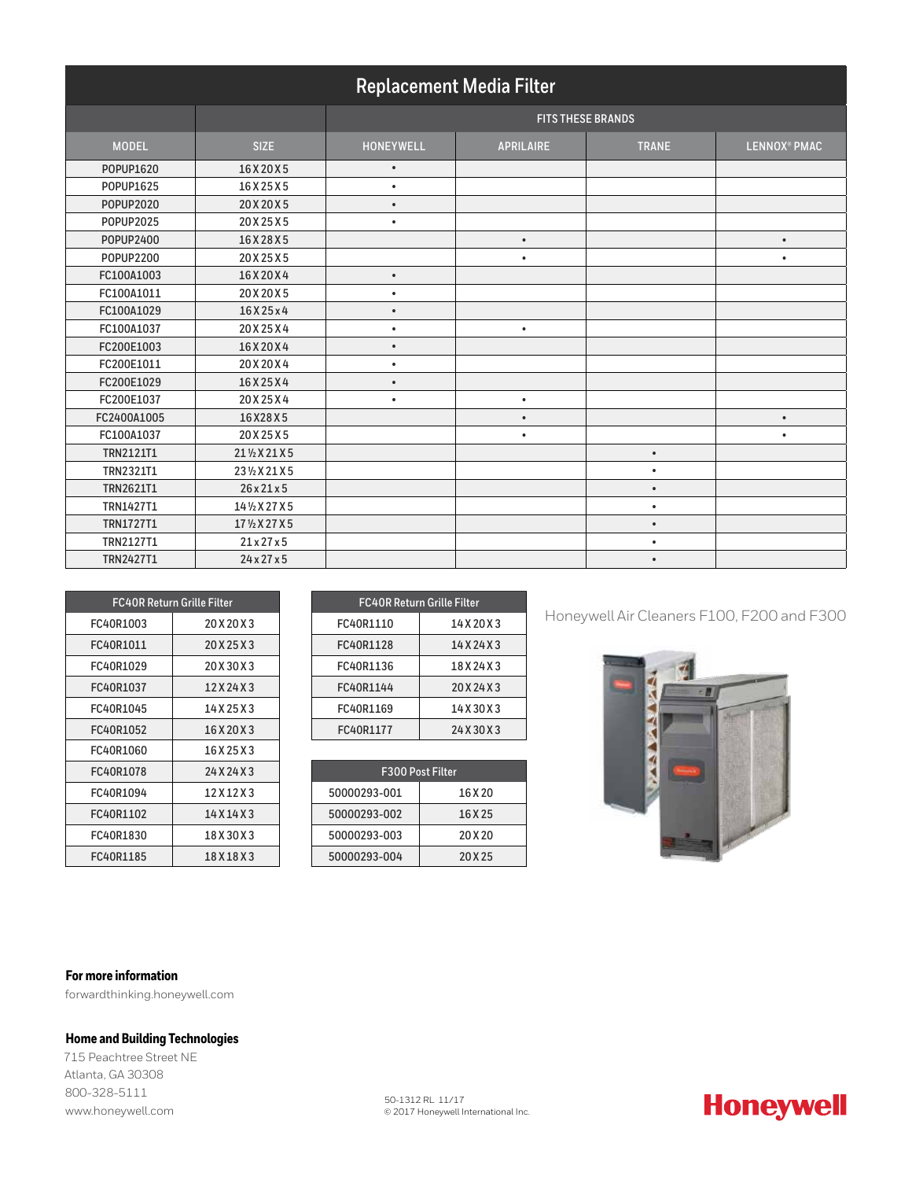## Replacement Media Filter

| | | FITS THESE BRANDS | | | |
|---|---|---|---|---|---|
| MODEL | SIZE | HONEYWELL | APRILAIRE | TRANE | LENNOX® PMAC |
| POPUP1620 | 16 X 20 X 5 | • | | | |
| POPUP1625 | 16 X 25 X 5 | • | | | |
| POPUP2020 | 20 X 20 X 5 | • | | | |
| POPUP2025 | 20 X 25 X 5 | • | | | |
| POPUP2400 | 16 X 28 X 5 | | • | | • |
| POPUP2200 | 20 X 25 X 5 | | • | | • |
| FC100A1003 | 16 X 20 X 4 | • | | | |
| FC100A1011 | 20 X 20 X 5 | • | | | |
| FC100A1029 | 16 X 25 x 4 | • | | | |
| FC100A1037 | 20 X 25 X 4 | • | • | | |
| FC200E1003 | 16 X 20 X 4 | • | | | |
| FC200E1011 | 20 X 20 X 4 | • | | | |
| FC200E1029 | 16 X 25 X 4 | • | | | |
| FC200E1037 | 20 X 25 X 4 | • | • | | |
| FC2400A1005 | 16X28 X 5 | | • | | • |
| FC100A1037 | 20 X 25 X 5 | | • | | • |
| TRN2121T1 | 21 ½ X 21 X 5 | | | • | |
| TRN2321T1 | 23 ½ X 21 X 5 | | | • | |
| TRN2621T1 | 26 x 21 x 5 | | | • | |
| TRN1427T1 | 14 ½ X 27 X 5 | | | • | |
| TRN1727T1 | 17 ½ X 27 X 5 | | | • | |
| TRN2127T1 | 21 x 27 x 5 | | | • | |
| TRN2427T1 | 24 x 27 x 5 | | | • | |

| FC40R Return Grille Filter | |
|---|---|
| FC40R1003 | 20 X 20 X 3 |
| FC40R1011 | 20 X 25 X 3 |
| FC40R1029 | 20 X 30 X 3 |
| FC40R1037 | 12 X 24 X 3 |
| FC40R1045 | 14 X 25 X 3 |
| FC40R1052 | 16 X 20 X 3 |
| FC40R1060 | 16 X 25 X 3 |
| FC40R1078 | 24 X 24 X 3 |
| FC40R1094 | 12 X 12 X 3 |
| FC40R1102 | 14 X 14 X 3 |
| FC40R1830 | 18 X 30 X 3 |
| FC40R1185 | 18 X 18 X 3 |

| FC40R Return Grille Filter | |
|---|---|
| FC40R1110 | 14 X 20 X 3 |
| FC40R1128 | 14 X 24 X 3 |
| FC40R1136 | 18 X 24 X 3 |
| FC40R1144 | 20 X 24 X 3 |
| FC40R1169 | 14 X 30 X 3 |
| FC40R1177 | 24 X 30 X 3 |

| F300 Post Filter | |
|---|---|
| 50000293-001 | 16 X 20 |
| 50000293-002 | 16 X 25 |
| 50000293-003 | 20 X 20 |
| 50000293-004 | 20 X 25 |

Honeywell Air Cleaners F100, F200 and F300

**For more information**

forwardthinking.honeywell.com

**Home and Building Technologies**

715 Peachtree Street NE
Atlanta, GA 30308
800-328-5111
www.honeywell.com

50-1312 RL 11/17
© 2017 Honeywell International Inc.

Honeywell